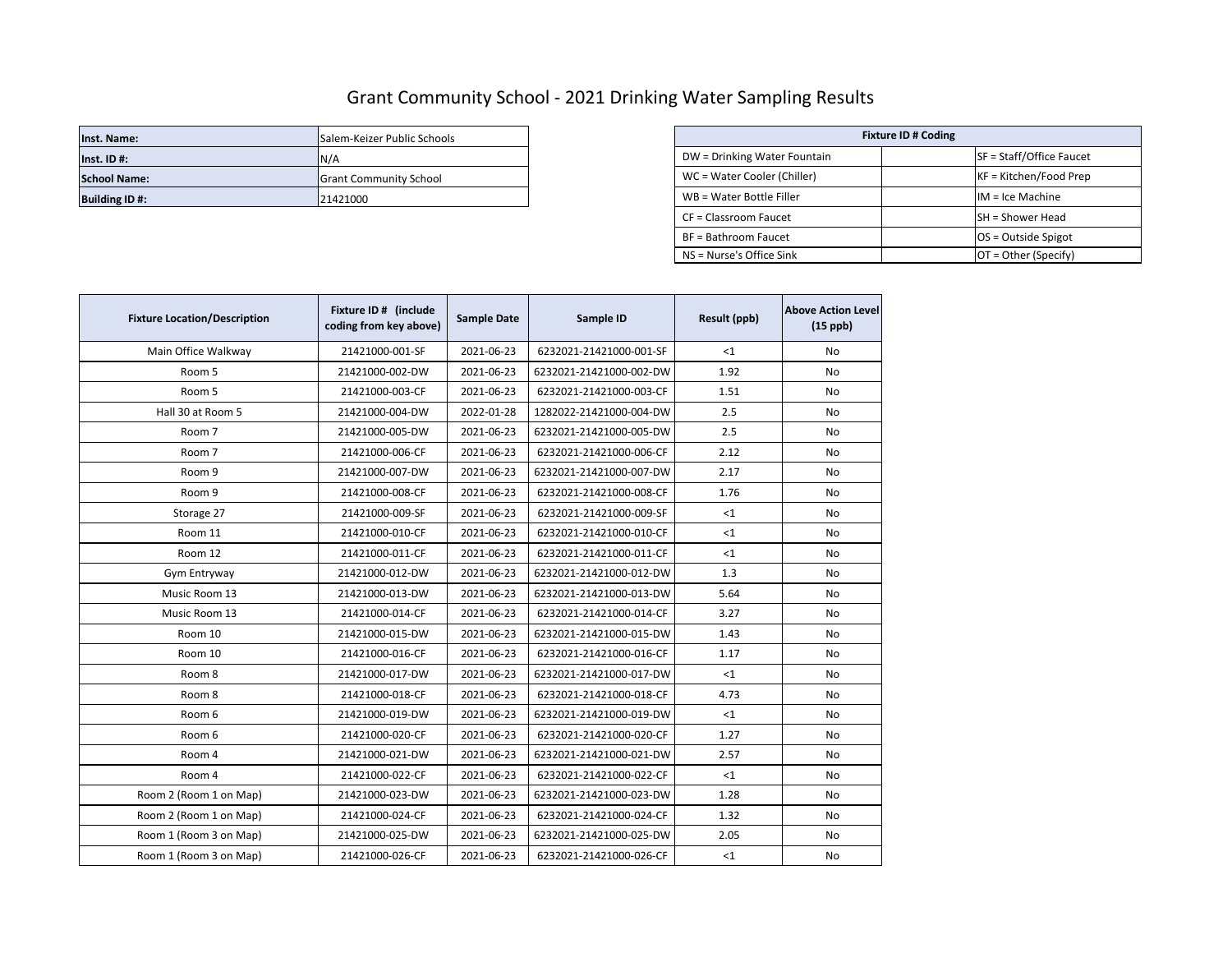# Grant Community School - 2021 Drinking Water Sampling Results

| | |
|---|---|
| **Inst. Name:** | Salem-Keizer Public Schools |
| **Inst. ID #:** | N/A |
| **School Name:** | Grant Community School |
| **Building ID #:** | 21421000 |

| **Fixture ID # Coding** | | |
|---|---|---|
| DW = Drinking Water Fountain | | SF = Staff/Office Faucet |
| WC = Water Cooler (Chiller) | | KF = Kitchen/Food Prep |
| WB = Water Bottle Filler | | IM = Ice Machine |
| CF = Classroom Faucet | | SH = Shower Head |
| BF = Bathroom Faucet | | OS = Outside Spigot |
| NS = Nurse's Office Sink | | OT = Other (Specify) |

| Fixture Location/Description | Fixture ID # (include coding from key above) | Sample Date | Sample ID | Result (ppb) | Above Action Level (15 ppb) |
|---|---|---|---|---|---|
| Main Office Walkway | 21421000-001-SF | 2021-06-23 | 6232021-21421000-001-SF | <1 | No |
| Room 5 | 21421000-002-DW | 2021-06-23 | 6232021-21421000-002-DW | 1.92 | No |
| Room 5 | 21421000-003-CF | 2021-06-23 | 6232021-21421000-003-CF | 1.51 | No |
| Hall 30 at Room 5 | 21421000-004-DW | 2022-01-28 | 1282022-21421000-004-DW | 2.5 | No |
| Room 7 | 21421000-005-DW | 2021-06-23 | 6232021-21421000-005-DW | 2.5 | No |
| Room 7 | 21421000-006-CF | 2021-06-23 | 6232021-21421000-006-CF | 2.12 | No |
| Room 9 | 21421000-007-DW | 2021-06-23 | 6232021-21421000-007-DW | 2.17 | No |
| Room 9 | 21421000-008-CF | 2021-06-23 | 6232021-21421000-008-CF | 1.76 | No |
| Storage 27 | 21421000-009-SF | 2021-06-23 | 6232021-21421000-009-SF | <1 | No |
| Room 11 | 21421000-010-CF | 2021-06-23 | 6232021-21421000-010-CF | <1 | No |
| Room 12 | 21421000-011-CF | 2021-06-23 | 6232021-21421000-011-CF | <1 | No |
| Gym Entryway | 21421000-012-DW | 2021-06-23 | 6232021-21421000-012-DW | 1.3 | No |
| Music Room 13 | 21421000-013-DW | 2021-06-23 | 6232021-21421000-013-DW | 5.64 | No |
| Music Room 13 | 21421000-014-CF | 2021-06-23 | 6232021-21421000-014-CF | 3.27 | No |
| Room 10 | 21421000-015-DW | 2021-06-23 | 6232021-21421000-015-DW | 1.43 | No |
| Room 10 | 21421000-016-CF | 2021-06-23 | 6232021-21421000-016-CF | 1.17 | No |
| Room 8 | 21421000-017-DW | 2021-06-23 | 6232021-21421000-017-DW | <1 | No |
| Room 8 | 21421000-018-CF | 2021-06-23 | 6232021-21421000-018-CF | 4.73 | No |
| Room 6 | 21421000-019-DW | 2021-06-23 | 6232021-21421000-019-DW | <1 | No |
| Room 6 | 21421000-020-CF | 2021-06-23 | 6232021-21421000-020-CF | 1.27 | No |
| Room 4 | 21421000-021-DW | 2021-06-23 | 6232021-21421000-021-DW | 2.57 | No |
| Room 4 | 21421000-022-CF | 2021-06-23 | 6232021-21421000-022-CF | <1 | No |
| Room 2 (Room 1 on Map) | 21421000-023-DW | 2021-06-23 | 6232021-21421000-023-DW | 1.28 | No |
| Room 2 (Room 1 on Map) | 21421000-024-CF | 2021-06-23 | 6232021-21421000-024-CF | 1.32 | No |
| Room 1 (Room 3 on Map) | 21421000-025-DW | 2021-06-23 | 6232021-21421000-025-DW | 2.05 | No |
| Room 1 (Room 3 on Map) | 21421000-026-CF | 2021-06-23 | 6232021-21421000-026-CF | <1 | No |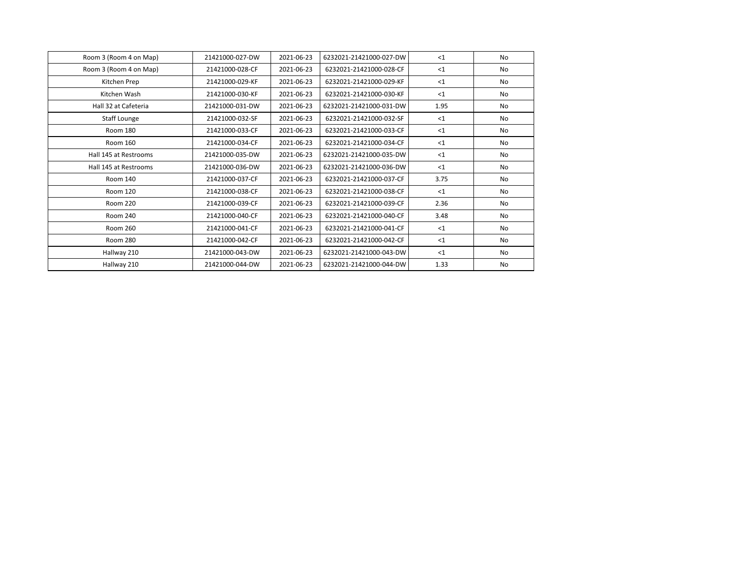| | | | | | |
|---|---|---|---|---|---|
| Room 3 (Room 4 on Map) | 21421000-027-DW | 2021-06-23 | 6232021-21421000-027-DW | <1 | No |
| Room 3 (Room 4 on Map) | 21421000-028-CF | 2021-06-23 | 6232021-21421000-028-CF | <1 | No |
| Kitchen Prep | 21421000-029-KF | 2021-06-23 | 6232021-21421000-029-KF | <1 | No |
| Kitchen Wash | 21421000-030-KF | 2021-06-23 | 6232021-21421000-030-KF | <1 | No |
| Hall 32 at Cafeteria | 21421000-031-DW | 2021-06-23 | 6232021-21421000-031-DW | 1.95 | No |
| Staff Lounge | 21421000-032-SF | 2021-06-23 | 6232021-21421000-032-SF | <1 | No |
| Room 180 | 21421000-033-CF | 2021-06-23 | 6232021-21421000-033-CF | <1 | No |
| Room 160 | 21421000-034-CF | 2021-06-23 | 6232021-21421000-034-CF | <1 | No |
| Hall 145 at Restrooms | 21421000-035-DW | 2021-06-23 | 6232021-21421000-035-DW | <1 | No |
| Hall 145 at Restrooms | 21421000-036-DW | 2021-06-23 | 6232021-21421000-036-DW | <1 | No |
| Room 140 | 21421000-037-CF | 2021-06-23 | 6232021-21421000-037-CF | 3.75 | No |
| Room 120 | 21421000-038-CF | 2021-06-23 | 6232021-21421000-038-CF | <1 | No |
| Room 220 | 21421000-039-CF | 2021-06-23 | 6232021-21421000-039-CF | 2.36 | No |
| Room 240 | 21421000-040-CF | 2021-06-23 | 6232021-21421000-040-CF | 3.48 | No |
| Room 260 | 21421000-041-CF | 2021-06-23 | 6232021-21421000-041-CF | <1 | No |
| Room 280 | 21421000-042-CF | 2021-06-23 | 6232021-21421000-042-CF | <1 | No |
| Hallway 210 | 21421000-043-DW | 2021-06-23 | 6232021-21421000-043-DW | <1 | No |
| Hallway 210 | 21421000-044-DW | 2021-06-23 | 6232021-21421000-044-DW | 1.33 | No |